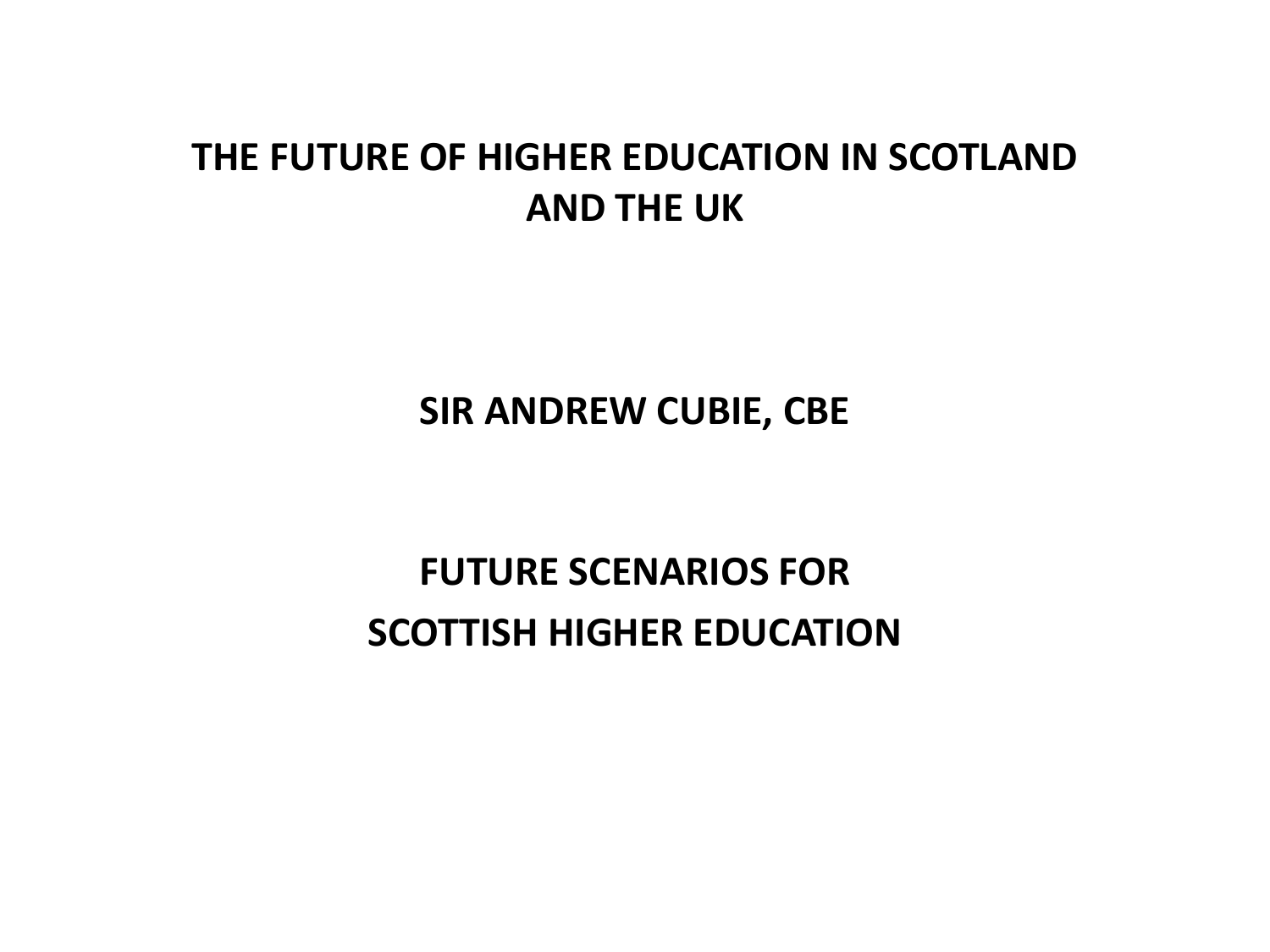# THE FUTURE OF HIGHER EDUCATION IN SCOTLAND AND THE UK

**SIR ANDREW CUBIE, CBE**

## FUTURE SCENARIOS FOR SCOTTISH HIGHER EDUCATION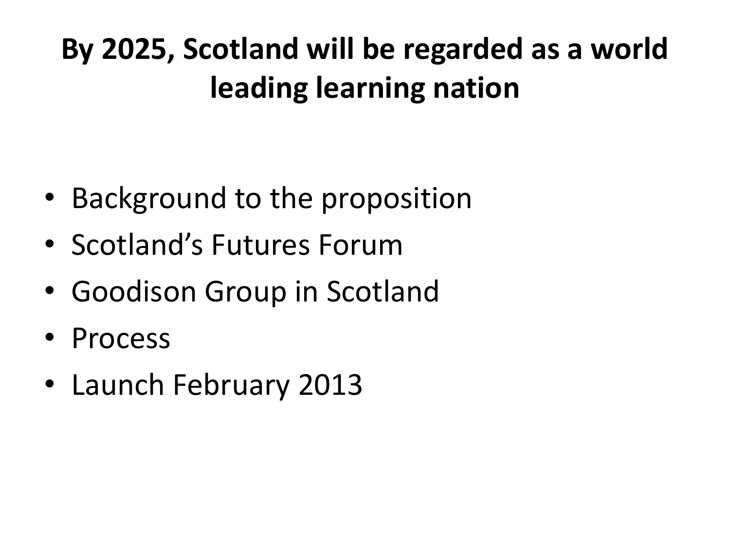# By 2025, Scotland will be regarded as a world leading learning nation

- Background to the proposition
- Scotland's Futures Forum
- Goodison Group in Scotland
- Process
- Launch February 2013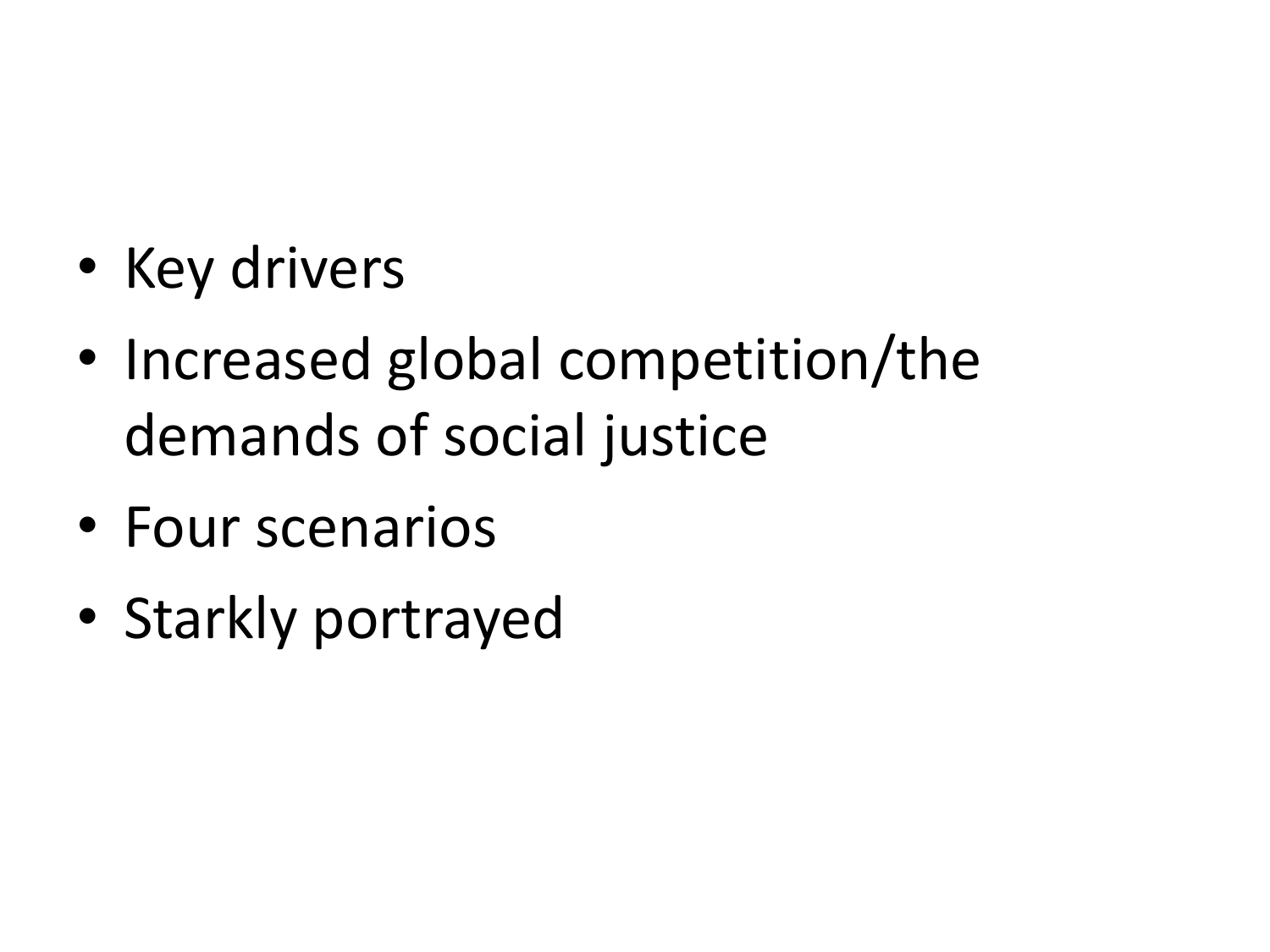- Key drivers
- Increased global competition/the demands of social justice
- Four scenarios
- Starkly portrayed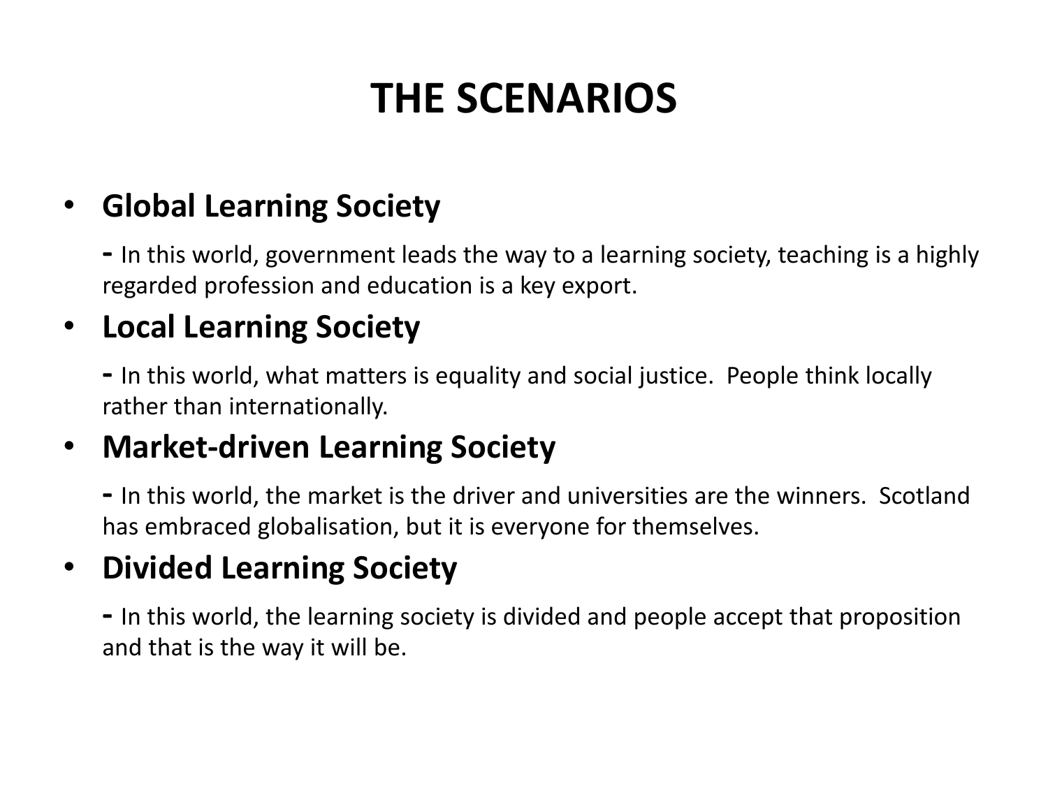# THE SCENARIOS

- **Global Learning Society**

  - In this world, government leads the way to a learning society, teaching is a highly regarded profession and education is a key export.

- **Local Learning Society**

  - In this world, what matters is equality and social justice.  People think locally rather than internationally.

- **Market-driven Learning Society**

  - In this world, the market is the driver and universities are the winners.  Scotland has embraced globalisation, but it is everyone for themselves.

- **Divided Learning Society**

  - In this world, the learning society is divided and people accept that proposition and that is the way it will be.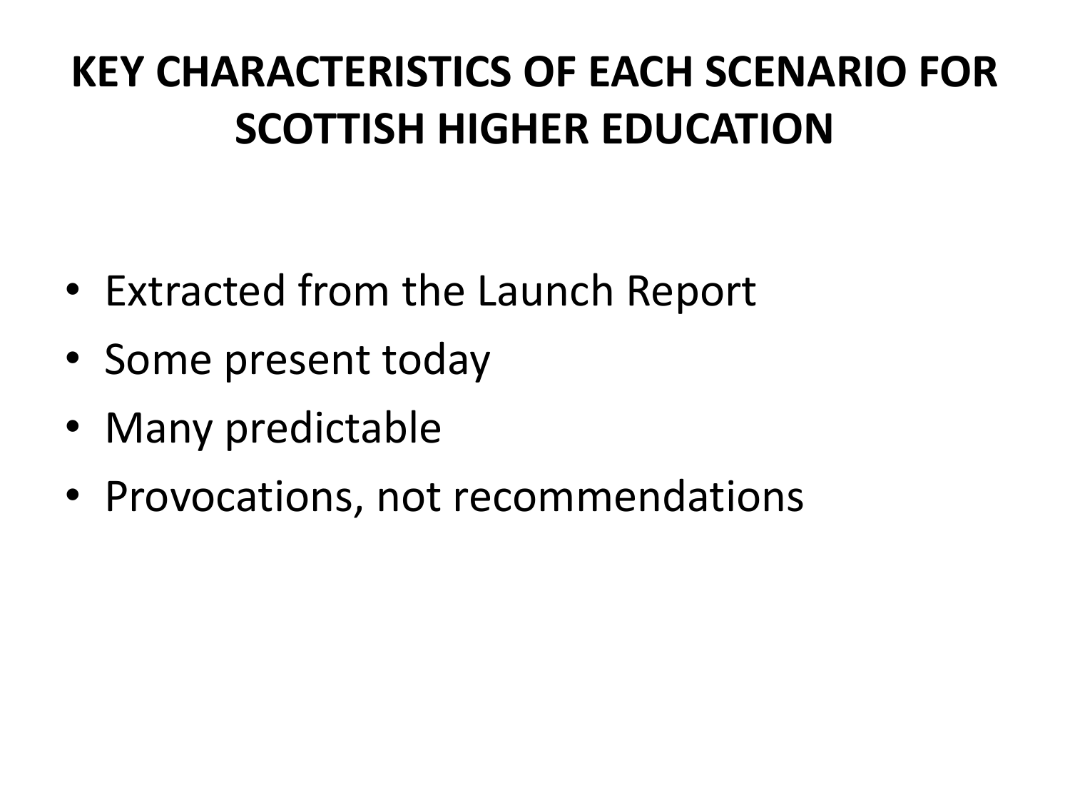# KEY CHARACTERISTICS OF EACH SCENARIO FOR SCOTTISH HIGHER EDUCATION

- Extracted from the Launch Report
- Some present today
- Many predictable
- Provocations, not recommendations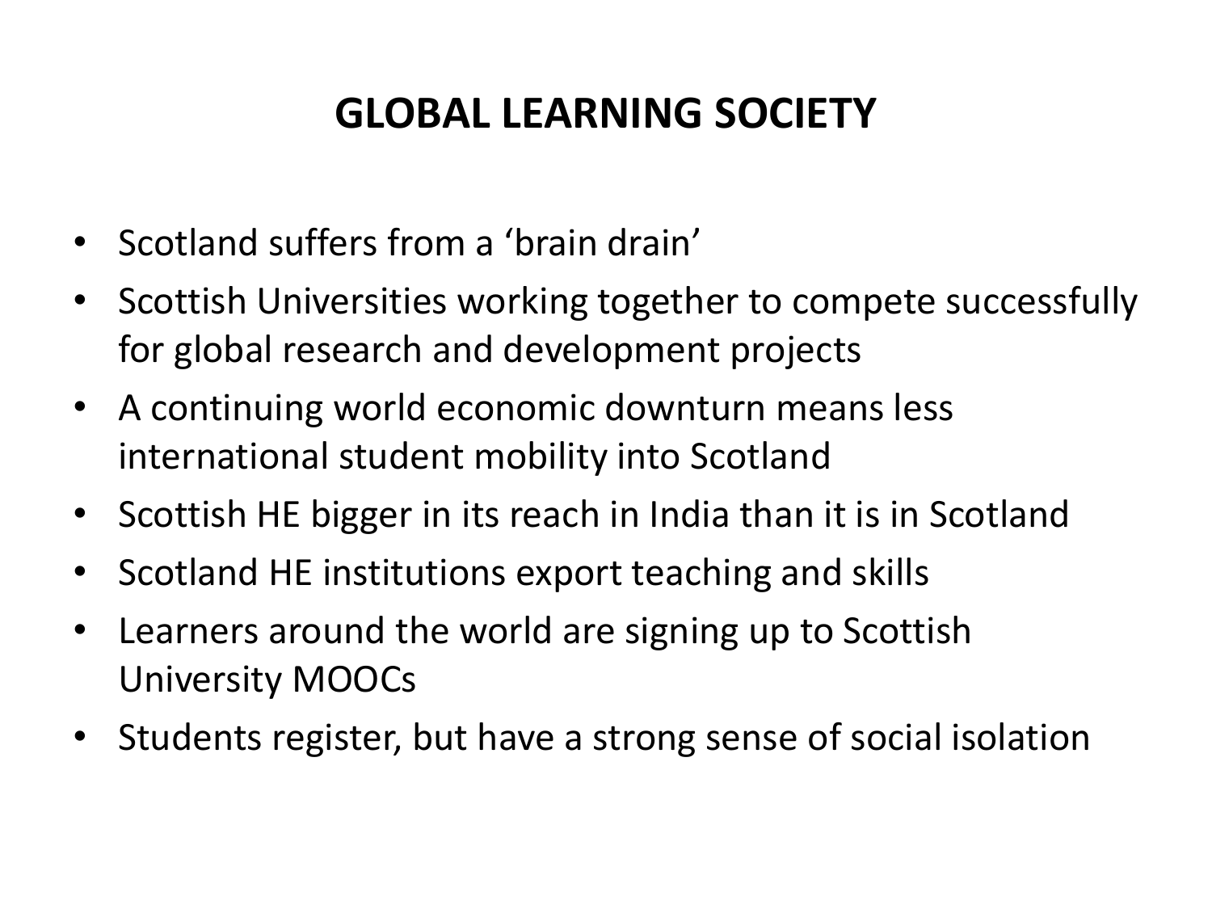# GLOBAL LEARNING SOCIETY

- Scotland suffers from a 'brain drain'
- Scottish Universities working together to compete successfully for global research and development projects
- A continuing world economic downturn means less international student mobility into Scotland
- Scottish HE bigger in its reach in India than it is in Scotland
- Scotland HE institutions export teaching and skills
- Learners around the world are signing up to Scottish University MOOCs
- Students register, but have a strong sense of social isolation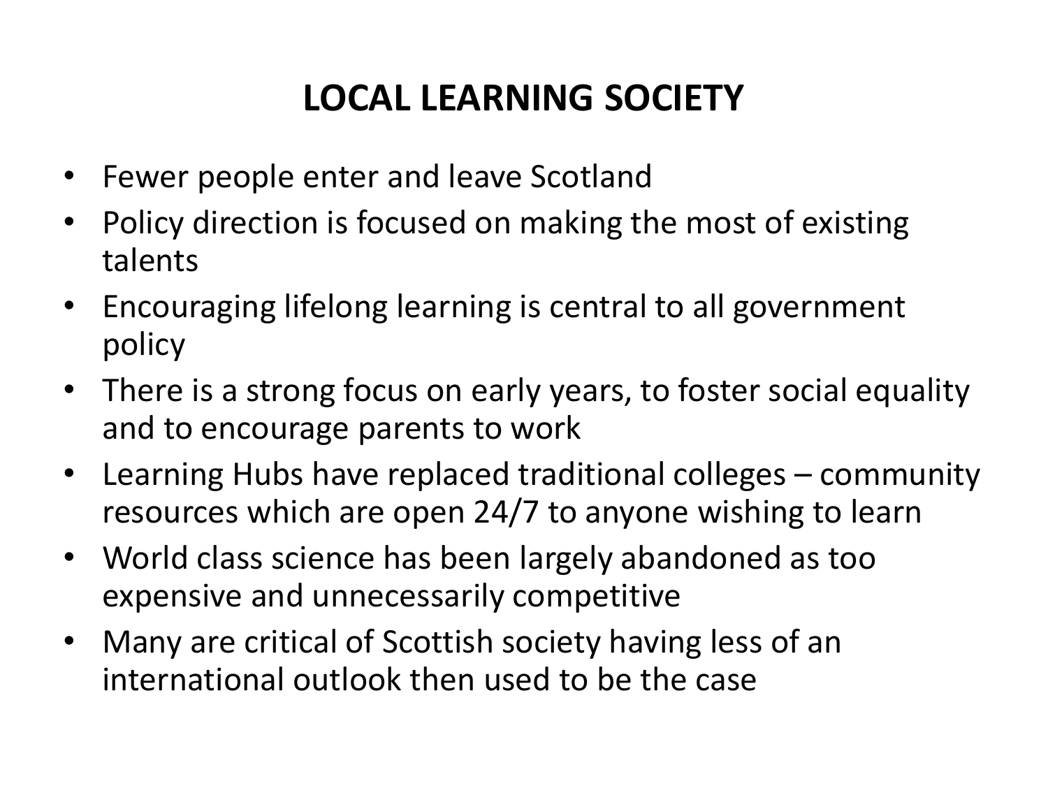# LOCAL LEARNING SOCIETY

- Fewer people enter and leave Scotland
- Policy direction is focused on making the most of existing talents
- Encouraging lifelong learning is central to all government policy
- There is a strong focus on early years, to foster social equality and to encourage parents to work
- Learning Hubs have replaced traditional colleges – community resources which are open 24/7 to anyone wishing to learn
- World class science has been largely abandoned as too expensive and unnecessarily competitive
- Many are critical of Scottish society having less of an international outlook then used to be the case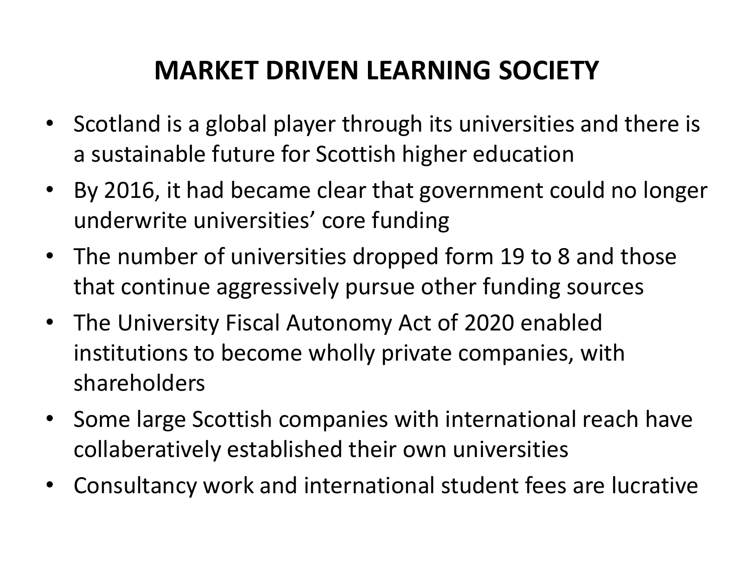# MARKET DRIVEN LEARNING SOCIETY

- Scotland is a global player through its universities and there is a sustainable future for Scottish higher education
- By 2016, it had became clear that government could no longer underwrite universities' core funding
- The number of universities dropped form 19 to 8 and those that continue aggressively pursue other funding sources
- The University Fiscal Autonomy Act of 2020 enabled institutions to become wholly private companies, with shareholders
- Some large Scottish companies with international reach have collaberatively established their own universities
- Consultancy work and international student fees are lucrative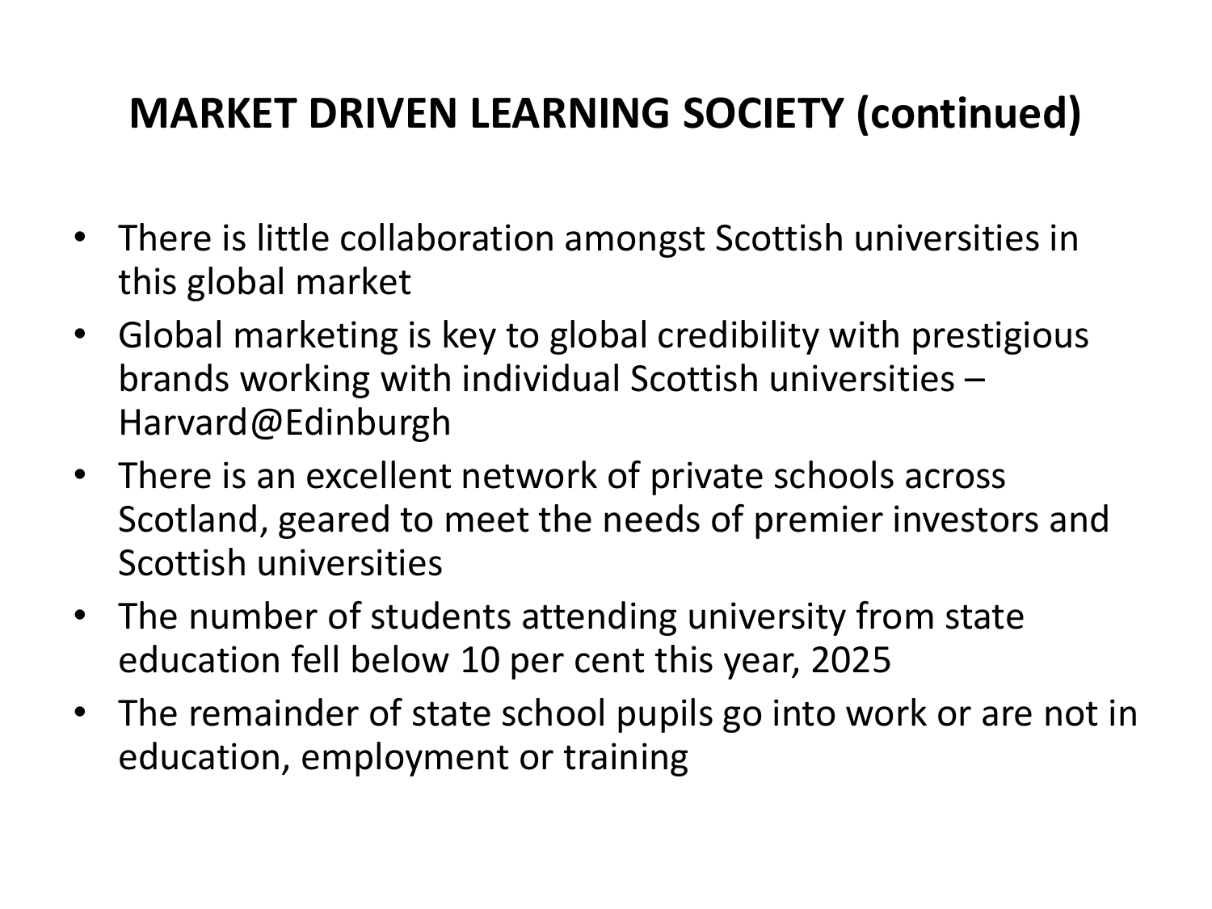# MARKET DRIVEN LEARNING SOCIETY (continued)

- There is little collaboration amongst Scottish universities in this global market
- Global marketing is key to global credibility with prestigious brands working with individual Scottish universities – Harvard@Edinburgh
- There is an excellent network of private schools across Scotland, geared to meet the needs of premier investors and Scottish universities
- The number of students attending university from state education fell below 10 per cent this year, 2025
- The remainder of state school pupils go into work or are not in education, employment or training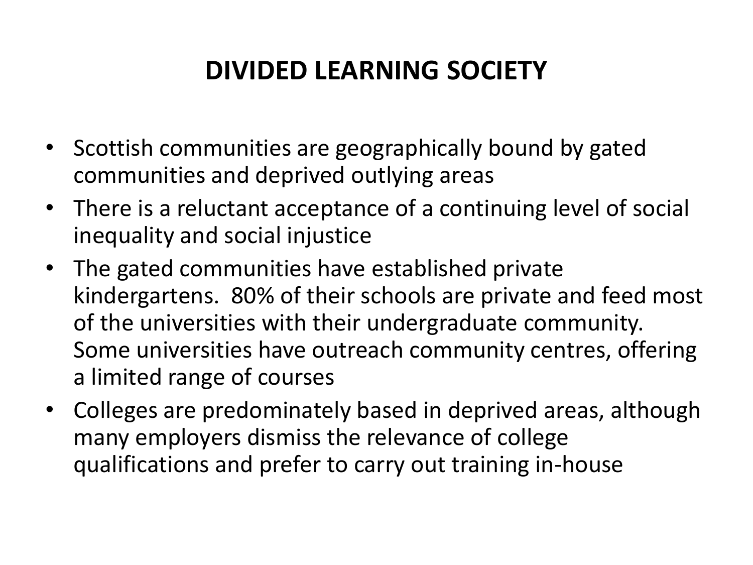# DIVIDED LEARNING SOCIETY

- Scottish communities are geographically bound by gated communities and deprived outlying areas
- There is a reluctant acceptance of a continuing level of social inequality and social injustice
- The gated communities have established private kindergartens. 80% of their schools are private and feed most of the universities with their undergraduate community. Some universities have outreach community centres, offering a limited range of courses
- Colleges are predominately based in deprived areas, although many employers dismiss the relevance of college qualifications and prefer to carry out training in-house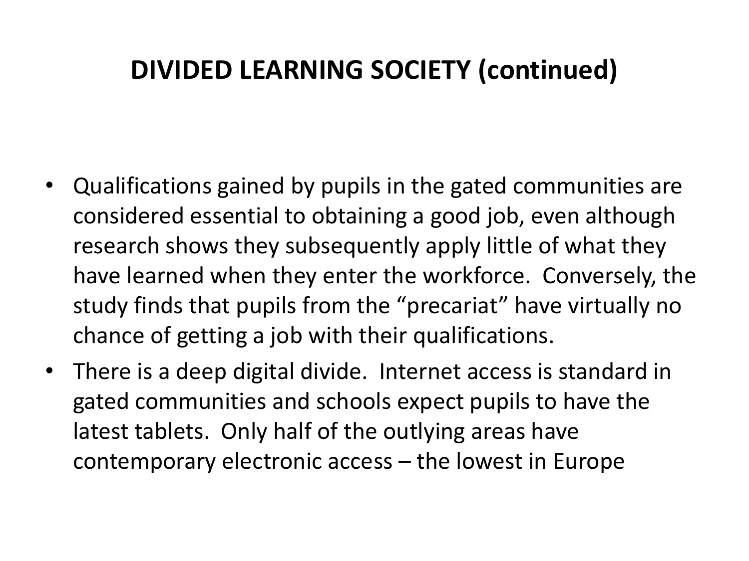# DIVIDED LEARNING SOCIETY (continued)

- Qualifications gained by pupils in the gated communities are considered essential to obtaining a good job, even although research shows they subsequently apply little of what they have learned when they enter the workforce. Conversely, the study finds that pupils from the "precariat" have virtually no chance of getting a job with their qualifications.
- There is a deep digital divide. Internet access is standard in gated communities and schools expect pupils to have the latest tablets. Only half of the outlying areas have contemporary electronic access – the lowest in Europe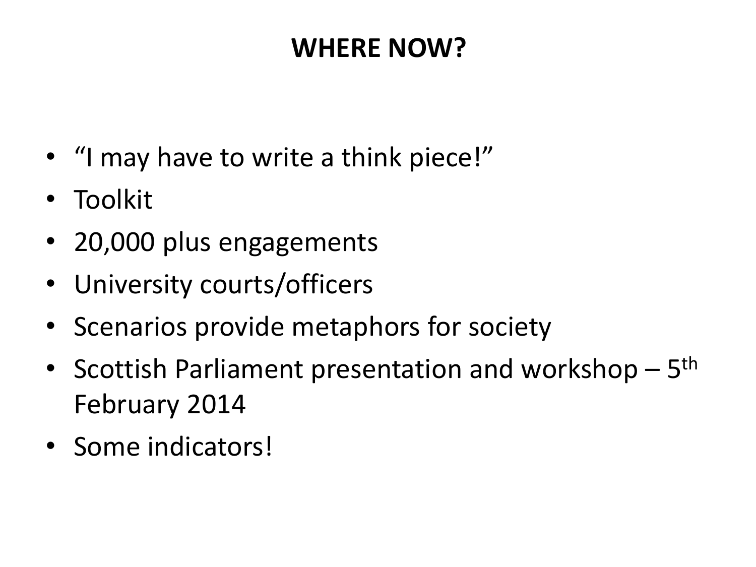# WHERE NOW?

- "I may have to write a think piece!"
- Toolkit
- 20,000 plus engagements
- University courts/officers
- Scenarios provide metaphors for society
- Scottish Parliament presentation and workshop – 5th February 2014
- Some indicators!